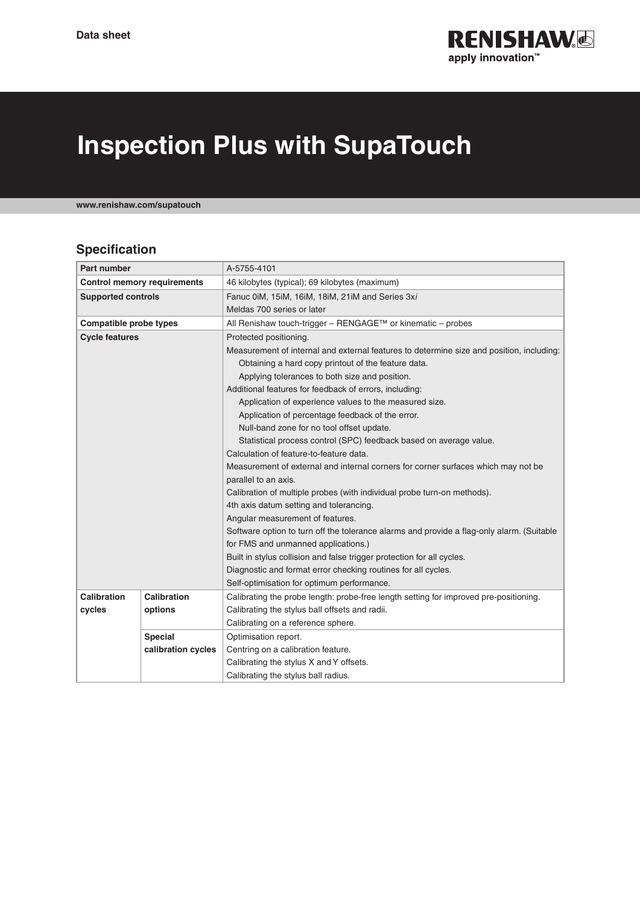Data sheet

# Inspection Plus with SupaTouch

www.renishaw.com/supatouch

## Specification

| Part number | | A-5755-4101 |
|---|---|---|
| **Control memory requirements** | | 46 kilobytes (typical); 69 kilobytes (maximum) |
| **Supported controls** | | Fanuc 0iM, 15iM, 16iM, 18iM, 21iM and Series 3x*i*<br>Meldas 700 series or later |
| **Compatible probe types** | | All Renishaw touch-trigger – RENGAGE™ or kinematic – probes |
| **Cycle features** | | Protected positioning.<br>Measurement of internal and external features to determine size and position, including:<br>Obtaining a hard copy printout of the feature data.<br>Applying tolerances to both size and position.<br>Additional features for feedback of errors, including:<br>Application of experience values to the measured size.<br>Application of percentage feedback of the error.<br>Null-band zone for no tool offset update.<br>Statistical process control (SPC) feedback based on average value.<br>Calculation of feature-to-feature data.<br>Measurement of external and internal corners for corner surfaces which may not be parallel to an axis.<br>Calibration of multiple probes (with individual probe turn-on methods).<br>4th axis datum setting and tolerancing.<br>Angular measurement of features.<br>Software option to turn off the tolerance alarms and provide a flag-only alarm. (Suitable for FMS and unmanned applications.)<br>Built in stylus collision and false trigger protection for all cycles.<br>Diagnostic and format error checking routines for all cycles.<br>Self-optimisation for optimum performance. |
| **Calibration cycles** | **Calibration options** | Calibrating the probe length: probe-free length setting for improved pre-positioning.<br>Calibrating the stylus ball offsets and radii.<br>Calibrating on a reference sphere. |
| | **Special calibration cycles** | Optimisation report.<br>Centring on a calibration feature.<br>Calibrating the stylus X and Y offsets.<br>Calibrating the stylus ball radius. |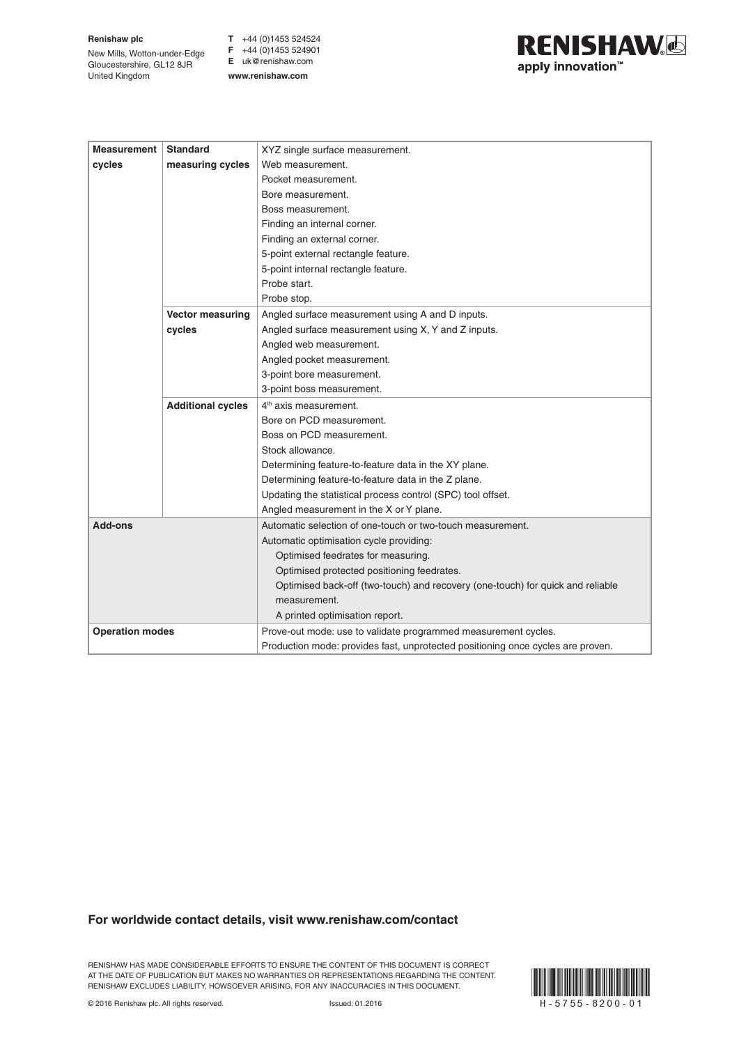Renishaw plc

New Mills, Wotton-under-Edge
Gloucestershire, GL12 8JR
United Kingdom

T +44 (0)1453 524524
F +44 (0)1453 524901
E uk@renishaw.com
www.renishaw.com

RENISHAW
apply innovation™

| | | |
|---|---|---|
| **Measurement cycles** | **Standard measuring cycles** | XYZ single surface measurement. |
| | | Web measurement. |
| | | Pocket measurement. |
| | | Bore measurement. |
| | | Boss measurement. |
| | | Finding an internal corner. |
| | | Finding an external corner. |
| | | 5-point external rectangle feature. |
| | | 5-point internal rectangle feature. |
| | | Probe start. |
| | | Probe stop. |
| | **Vector measuring cycles** | Angled surface measurement using A and D inputs. |
| | | Angled surface measurement using X, Y and Z inputs. |
| | | Angled web measurement. |
| | | Angled pocket measurement. |
| | | 3-point bore measurement. |
| | | 3-point boss measurement. |
| | **Additional cycles** | 4th axis measurement. |
| | | Bore on PCD measurement. |
| | | Boss on PCD measurement. |
| | | Stock allowance. |
| | | Determining feature-to-feature data in the XY plane. |
| | | Determining feature-to-feature data in the Z plane. |
| | | Updating the statistical process control (SPC) tool offset. |
| | | Angled measurement in the X or Y plane. |
| **Add-ons** | | Automatic selection of one-touch or two-touch measurement. |
| | | Automatic optimisation cycle providing: |
| | | Optimised feedrates for measuring. |
| | | Optimised protected positioning feedrates. |
| | | Optimised back-off (two-touch) and recovery (one-touch) for quick and reliable measurement. |
| | | A printed optimisation report. |
| **Operation modes** | | Prove-out mode: use to validate programmed measurement cycles. |
| | | Production mode: provides fast, unprotected positioning once cycles are proven. |

**For worldwide contact details, visit www.renishaw.com/contact**

RENISHAW HAS MADE CONSIDERABLE EFFORTS TO ENSURE THE CONTENT OF THIS DOCUMENT IS CORRECT AT THE DATE OF PUBLICATION BUT MAKES NO WARRANTIES OR REPRESENTATIONS REGARDING THE CONTENT. RENISHAW EXCLUDES LIABILITY, HOWSOEVER ARISING, FOR ANY INACCURACIES IN THIS DOCUMENT.

© 2016 Renishaw plc. All rights reserved. Issued: 01.2016

H-5755-8200-01